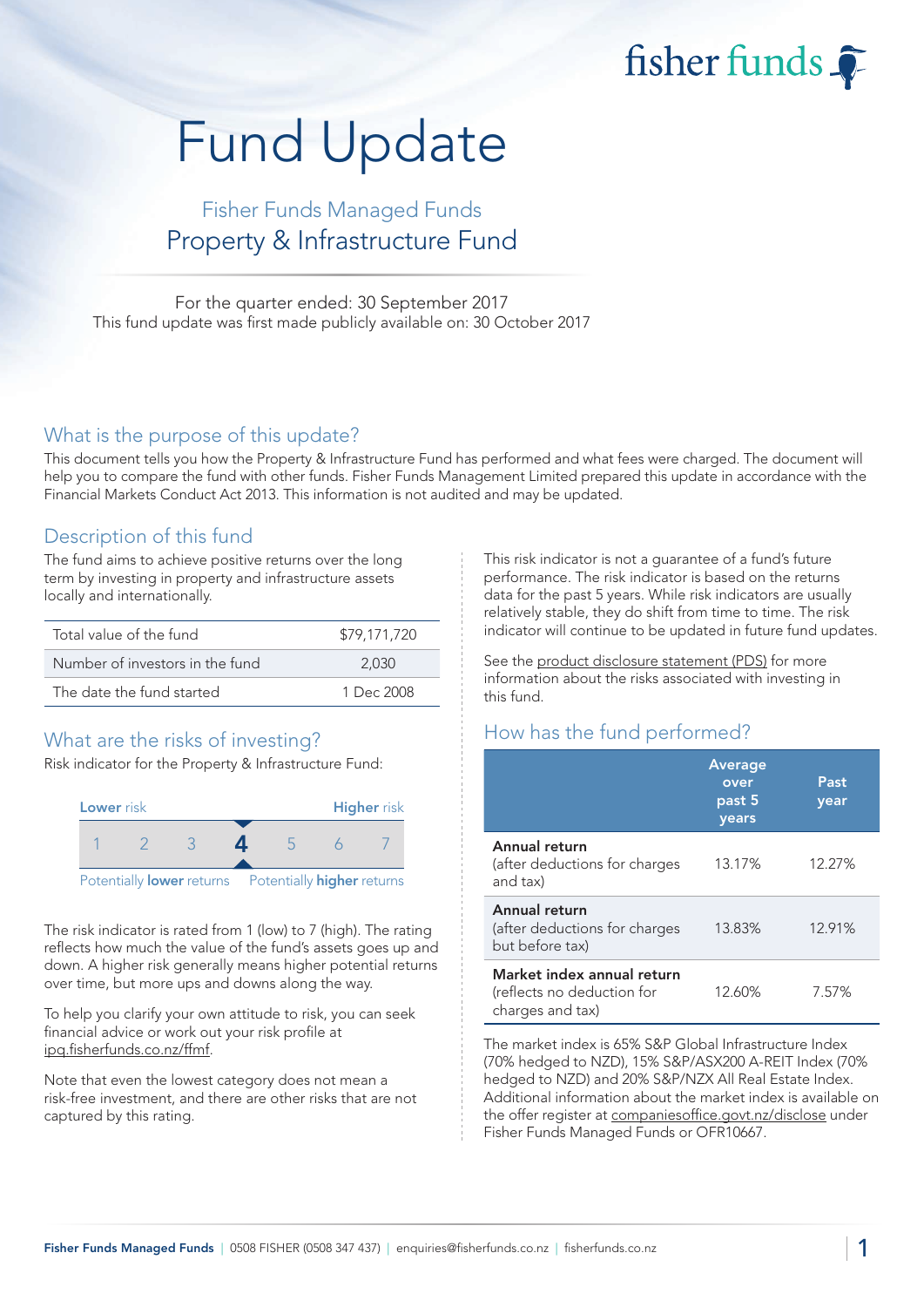fisher funds

# Fund Update

## Fisher Funds Managed Funds
## Property & Infrastructure Fund

For the quarter ended: 30 September 2017
This fund update was first made publicly available on: 30 October 2017

## What is the purpose of this update?

This document tells you how the Property & Infrastructure Fund has performed and what fees were charged. The document will help you to compare the fund with other funds. Fisher Funds Management Limited prepared this update in accordance with the Financial Markets Conduct Act 2013. This information is not audited and may be updated.

## Description of this fund

The fund aims to achieve positive returns over the long term by investing in property and infrastructure assets locally and internationally.

| | |
|---|---|
| Total value of the fund | $79,171,720 |
| Number of investors in the fund | 2,030 |
| The date the fund started | 1 Dec 2008 |

## What are the risks of investing?

Risk indicator for the Property & Infrastructure Fund:

**Lower** risk — **Higher** risk

1 2 3 **4** 5 6 7

Potentially **lower** returns — Potentially **higher** returns

The risk indicator is rated from 1 (low) to 7 (high). The rating reflects how much the value of the fund's assets goes up and down. A higher risk generally means higher potential returns over time, but more ups and downs along the way.

To help you clarify your own attitude to risk, you can seek financial advice or work out your risk profile at ipq.fisherfunds.co.nz/ffmf.

Note that even the lowest category does not mean a risk-free investment, and there are other risks that are not captured by this rating.

This risk indicator is not a guarantee of a fund's future performance. The risk indicator is based on the returns data for the past 5 years. While risk indicators are usually relatively stable, they do shift from time to time. The risk indicator will continue to be updated in future fund updates.

See the product disclosure statement (PDS) for more information about the risks associated with investing in this fund.

## How has the fund performed?

| | Average over past 5 years | Past year |
|---|---|---|
| **Annual return** (after deductions for charges and tax) | 13.17% | 12.27% |
| **Annual return** (after deductions for charges but before tax) | 13.83% | 12.91% |
| **Market index annual return** (reflects no deduction for charges and tax) | 12.60% | 7.57% |

The market index is 65% S&P Global Infrastructure Index (70% hedged to NZD), 15% S&P/ASX200 A-REIT Index (70% hedged to NZD) and 20% S&P/NZX All Real Estate Index. Additional information about the market index is available on the offer register at companiesoffice.govt.nz/disclose under Fisher Funds Managed Funds or OFR10667.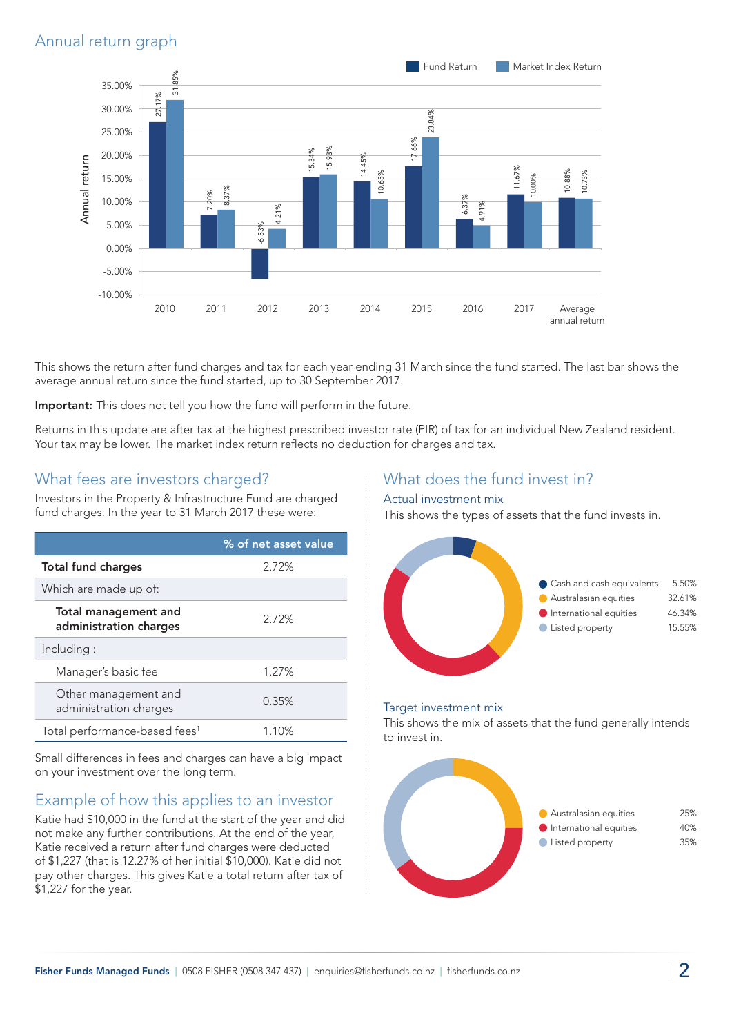## Annual return graph

| Year | Fund Return | Market Index Return |
|---|---|---|
| 2010 | 27.17% | 31.85% |
| 2011 | 7.20% | 8.37% |
| 2012 | -6.53% | 4.21% |
| 2013 | 15.34% | 15.93% |
| 2014 | 14.45% | 10.65% |
| 2015 | 17.66% | 23.84% |
| 2016 | 6.37% | 4.91% |
| 2017 | 11.67% | 10.00% |
| Average annual return | 10.88% | 10.73% |

This shows the return after fund charges and tax for each year ending 31 March since the fund started. The last bar shows the average annual return since the fund started, up to 30 September 2017.

**Important:** This does not tell you how the fund will perform in the future.

Returns in this update are after tax at the highest prescribed investor rate (PIR) of tax for an individual New Zealand resident. Your tax may be lower. The market index return reflects no deduction for charges and tax.

## What fees are investors charged?

Investors in the Property & Infrastructure Fund are charged fund charges. In the year to 31 March 2017 these were:

| | % of net asset value |
|---|---|
| **Total fund charges** | 2.72% |
| Which are made up of: | |
| **Total management and administration charges** | 2.72% |
| Including : | |
| Manager's basic fee | 1.27% |
| Other management and administration charges | 0.35% |
| Total performance-based fees[1] | 1.10% |

Small differences in fees and charges can have a big impact on your investment over the long term.

## Example of how this applies to an investor

Katie had $10,000 in the fund at the start of the year and did not make any further contributions. At the end of the year, Katie received a return after fund charges were deducted of $1,227 (that is 12.27% of her initial $10,000). Katie did not pay other charges. This gives Katie a total return after tax of $1,227 for the year.

## What does the fund invest in?

### Actual investment mix

This shows the types of assets that the fund invests in.

| Asset | % |
|---|---|
| Cash and cash equivalents | 5.50% |
| Australasian equities | 32.61% |
| International equities | 46.34% |
| Listed property | 15.55% |

### Target investment mix

This shows the mix of assets that the fund generally intends to invest in.

| Asset | % |
|---|---|
| Australasian equities | 25% |
| International equities | 40% |
| Listed property | 35% |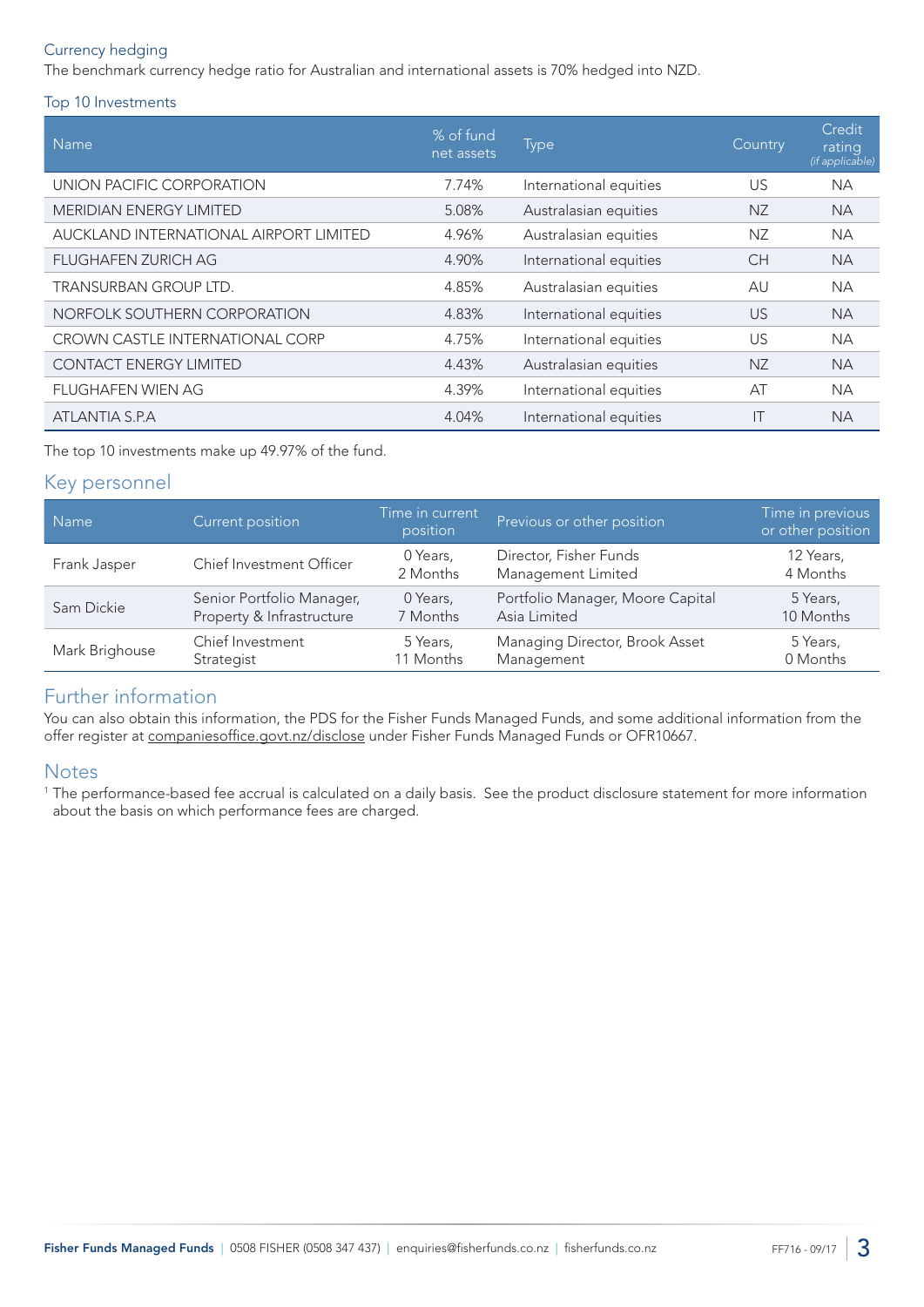### Currency hedging

The benchmark currency hedge ratio for Australian and international assets is 70% hedged into NZD.

### Top 10 Investments

| Name | % of fund net assets | Type | Country | Credit rating *(if applicable)* |
|---|---|---|---|---|
| UNION PACIFIC CORPORATION | 7.74% | International equities | US | NA |
| MERIDIAN ENERGY LIMITED | 5.08% | Australasian equities | NZ | NA |
| AUCKLAND INTERNATIONAL AIRPORT LIMITED | 4.96% | Australasian equities | NZ | NA |
| FLUGHAFEN ZURICH AG | 4.90% | International equities | CH | NA |
| TRANSURBAN GROUP LTD. | 4.85% | Australasian equities | AU | NA |
| NORFOLK SOUTHERN CORPORATION | 4.83% | International equities | US | NA |
| CROWN CASTLE INTERNATIONAL CORP | 4.75% | International equities | US | NA |
| CONTACT ENERGY LIMITED | 4.43% | Australasian equities | NZ | NA |
| FLUGHAFEN WIEN AG | 4.39% | International equities | AT | NA |
| ATLANTIA S.P.A | 4.04% | International equities | IT | NA |

The top 10 investments make up 49.97% of the fund.

## Key personnel

| Name | Current position | Time in current position | Previous or other position | Time in previous or other position |
|---|---|---|---|---|
| Frank Jasper | Chief Investment Officer | 0 Years, 2 Months | Director, Fisher Funds Management Limited | 12 Years, 4 Months |
| Sam Dickie | Senior Portfolio Manager, Property & Infrastructure | 0 Years, 7 Months | Portfolio Manager, Moore Capital Asia Limited | 5 Years, 10 Months |
| Mark Brighouse | Chief Investment Strategist | 5 Years, 11 Months | Managing Director, Brook Asset Management | 5 Years, 0 Months |

## Further information

You can also obtain this information, the PDS for the Fisher Funds Managed Funds, and some additional information from the offer register at companiesoffice.govt.nz/disclose under Fisher Funds Managed Funds or OFR10667.

## Notes

[1] The performance-based fee accrual is calculated on a daily basis. See the product disclosure statement for more information about the basis on which performance fees are charged.